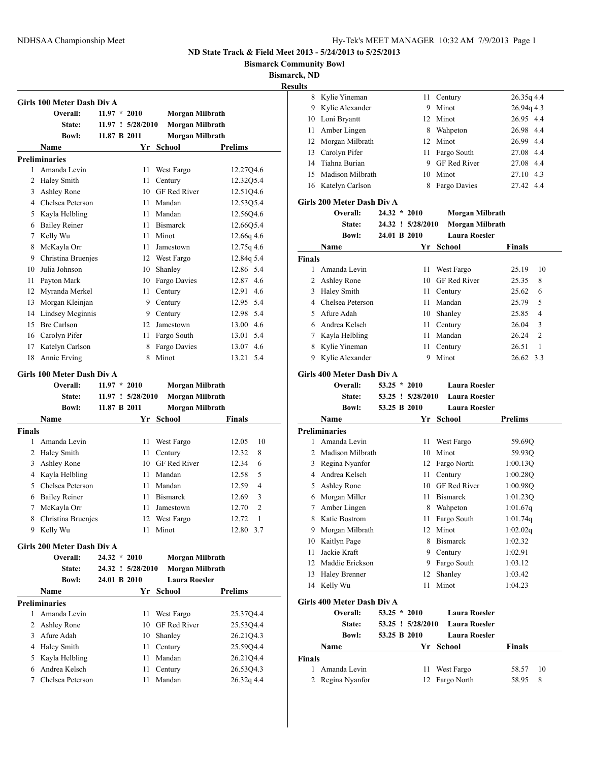# ND State Track & Field Meet 2013 - 5/24/2013 to 5/25/2013

**Bismarck Community Bowl**

**Bismarck, ND**

**Results**

### Girls 100 Meter Dash Div A

**Overall:** 11.97 * 2010 Morgan Milbrath
**State:** 11.97 ! 5/28/2010 Morgan Milbrath
**Bowl:** 11.87 B 2011 Morgan Milbrath

| | Name | Yr | School | Prelims | |
|---|---|---|---|---|---|
| **Preliminaries** | | | | | |
| 1 | Amanda Levin | 11 | West Fargo | 12.27Q | 4.6 |
| 2 | Haley Smith | 11 | Century | 12.32Q | 5.4 |
| 3 | Ashley Rone | 10 | GF Red River | 12.51Q | 4.6 |
| 4 | Chelsea Peterson | 11 | Mandan | 12.53Q | 5.4 |
| 5 | Kayla Helbling | 11 | Mandan | 12.56Q | 4.6 |
| 6 | Bailey Reiner | 11 | Bismarck | 12.66Q | 5.4 |
| 7 | Kelly Wu | 11 | Minot | 12.66q | 4.6 |
| 8 | McKayla Orr | 11 | Jamestown | 12.75q | 4.6 |
| 9 | Christina Bruenjes | 12 | West Fargo | 12.84q | 5.4 |
| 10 | Julia Johnson | 10 | Shanley | 12.86 | 5.4 |
| 11 | Payton Mark | 10 | Fargo Davies | 12.87 | 4.6 |
| 12 | Myranda Merkel | 11 | Century | 12.91 | 4.6 |
| 13 | Morgan Kleinjan | 9 | Century | 12.95 | 5.4 |
| 14 | Lindsey Mcginnis | 9 | Century | 12.98 | 5.4 |
| 15 | Bre Carlson | 12 | Jamestown | 13.00 | 4.6 |
| 16 | Carolyn Pifer | 11 | Fargo South | 13.01 | 5.4 |
| 17 | Katelyn Carlson | 8 | Fargo Davies | 13.07 | 4.6 |
| 18 | Annie Erving | 8 | Minot | 13.21 | 5.4 |

### Girls 100 Meter Dash Div A

**Overall:** 11.97 * 2010 Morgan Milbrath
**State:** 11.97 ! 5/28/2010 Morgan Milbrath
**Bowl:** 11.87 B 2011 Morgan Milbrath

| | Name | Yr | School | Finals | |
|---|---|---|---|---|---|
| **Finals** | | | | | |
| 1 | Amanda Levin | 11 | West Fargo | 12.05 | 10 |
| 2 | Haley Smith | 11 | Century | 12.32 | 8 |
| 3 | Ashley Rone | 10 | GF Red River | 12.34 | 6 |
| 4 | Kayla Helbling | 11 | Mandan | 12.58 | 5 |
| 5 | Chelsea Peterson | 11 | Mandan | 12.59 | 4 |
| 6 | Bailey Reiner | 11 | Bismarck | 12.69 | 3 |
| 7 | McKayla Orr | 11 | Jamestown | 12.70 | 2 |
| 8 | Christina Bruenjes | 12 | West Fargo | 12.72 | 1 |
| 9 | Kelly Wu | 11 | Minot | 12.80 | 3.7 |

### Girls 200 Meter Dash Div A

**Overall:** 24.32 * 2010 Morgan Milbrath
**State:** 24.32 ! 5/28/2010 Morgan Milbrath
**Bowl:** 24.01 B 2010 Laura Roesler

| | Name | Yr | School | Prelims | |
|---|---|---|---|---|---|
| **Preliminaries** | | | | | |
| 1 | Amanda Levin | 11 | West Fargo | 25.37Q | 4.4 |
| 2 | Ashley Rone | 10 | GF Red River | 25.53Q | 4.4 |
| 3 | Afure Adah | 10 | Shanley | 26.21Q | 4.3 |
| 4 | Haley Smith | 11 | Century | 25.59Q | 4.4 |
| 5 | Kayla Helbling | 11 | Mandan | 26.21Q | 4.4 |
| 6 | Andrea Kelsch | 11 | Century | 26.53Q | 4.3 |
| 7 | Chelsea Peterson | 11 | Mandan | 26.32q | 4.4 |
| 8 | Kylie Yineman | 11 | Century | 26.35q | 4.4 |
| 9 | Kylie Alexander | 9 | Minot | 26.94q | 4.3 |
| 10 | Loni Bryantt | 12 | Minot | 26.95 | 4.4 |
| 11 | Amber Lingen | 8 | Wahpeton | 26.98 | 4.4 |
| 12 | Morgan Milbrath | 12 | Minot | 26.99 | 4.4 |
| 13 | Carolyn Pifer | 11 | Fargo South | 27.08 | 4.4 |
| 14 | Tiahna Burian | 9 | GF Red River | 27.08 | 4.4 |
| 15 | Madison Milbrath | 10 | Minot | 27.10 | 4.3 |
| 16 | Katelyn Carlson | 8 | Fargo Davies | 27.42 | 4.4 |

### Girls 200 Meter Dash Div A

**Overall:** 24.32 * 2010 Morgan Milbrath
**State:** 24.32 ! 5/28/2010 Morgan Milbrath
**Bowl:** 24.01 B 2010 Laura Roesler

| | Name | Yr | School | Finals | |
|---|---|---|---|---|---|
| **Finals** | | | | | |
| 1 | Amanda Levin | 11 | West Fargo | 25.19 | 10 |
| 2 | Ashley Rone | 10 | GF Red River | 25.35 | 8 |
| 3 | Haley Smith | 11 | Century | 25.62 | 6 |
| 4 | Chelsea Peterson | 11 | Mandan | 25.79 | 5 |
| 5 | Afure Adah | 10 | Shanley | 25.85 | 4 |
| 6 | Andrea Kelsch | 11 | Century | 26.04 | 3 |
| 7 | Kayla Helbling | 11 | Mandan | 26.24 | 2 |
| 8 | Kylie Yineman | 11 | Century | 26.51 | 1 |
| 9 | Kylie Alexander | 9 | Minot | 26.62 | 3.3 |

### Girls 400 Meter Dash Div A

**Overall:** 53.25 * 2010 Laura Roesler
**State:** 53.25 ! 5/28/2010 Laura Roesler
**Bowl:** 53.25 B 2010 Laura Roesler

| | Name | Yr | School | Prelims |
|---|---|---|---|---|
| **Preliminaries** | | | | |
| 1 | Amanda Levin | 11 | West Fargo | 59.69Q |
| 2 | Madison Milbrath | 10 | Minot | 59.93Q |
| 3 | Regina Nyanfor | 12 | Fargo North | 1:00.13Q |
| 4 | Andrea Kelsch | 11 | Century | 1:00.28Q |
| 5 | Ashley Rone | 10 | GF Red River | 1:00.98Q |
| 6 | Morgan Miller | 11 | Bismarck | 1:01.23Q |
| 7 | Amber Lingen | 8 | Wahpeton | 1:01.67q |
| 8 | Katie Bostrom | 11 | Fargo South | 1:01.74q |
| 9 | Morgan Milbrath | 12 | Minot | 1:02.02q |
| 10 | Kaitlyn Page | 8 | Bismarck | 1:02.32 |
| 11 | Jackie Kraft | 9 | Century | 1:02.91 |
| 12 | Maddie Erickson | 9 | Fargo South | 1:03.12 |
| 13 | Haley Brenner | 12 | Shanley | 1:03.42 |
| 14 | Kelly Wu | 11 | Minot | 1:04.23 |

### Girls 400 Meter Dash Div A

**Overall:** 53.25 * 2010 Laura Roesler
**State:** 53.25 ! 5/28/2010 Laura Roesler
**Bowl:** 53.25 B 2010 Laura Roesler

| | Name | Yr | School | Finals | |
|---|---|---|---|---|---|
| **Finals** | | | | | |
| 1 | Amanda Levin | 11 | West Fargo | 58.57 | 10 |
| 2 | Regina Nyanfor | 12 | Fargo North | 58.95 | 8 |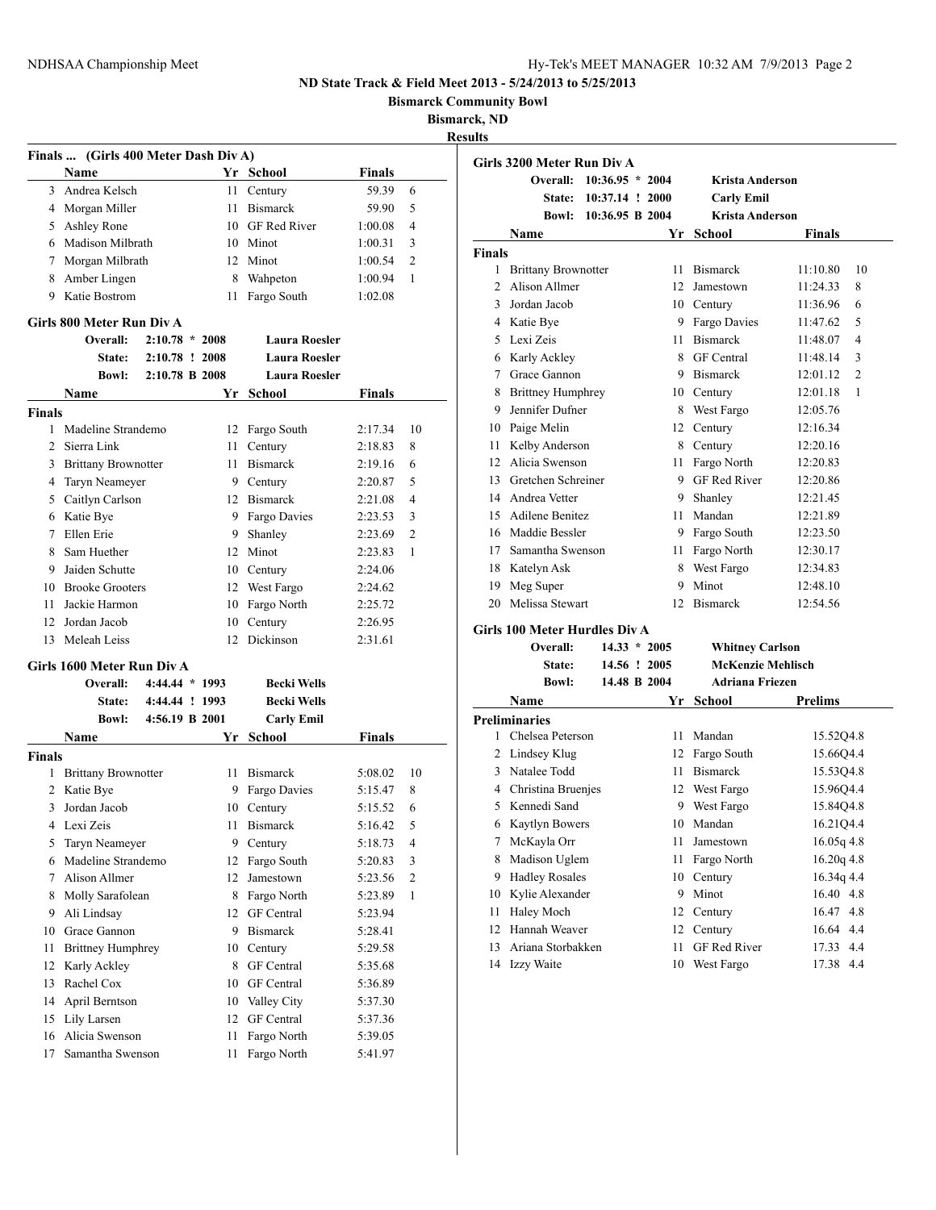## ND State Track & Field Meet 2013 - 5/24/2013 to 5/25/2013

**Bismarck Community Bowl**

**Bismarck, ND**

**Results**

### Finals ... (Girls 400 Meter Dash Div A)

| | Name | Yr | School | Finals | |
|---|---|---|---|---|---|
| 3 | Andrea Kelsch | 11 | Century | 59.39 | 6 |
| 4 | Morgan Miller | 11 | Bismarck | 59.90 | 5 |
| 5 | Ashley Rone | 10 | GF Red River | 1:00.08 | 4 |
| 6 | Madison Milbrath | 10 | Minot | 1:00.31 | 3 |
| 7 | Morgan Milbrath | 12 | Minot | 1:00.54 | 2 |
| 8 | Amber Lingen | 8 | Wahpeton | 1:00.94 | 1 |
| 9 | Katie Bostrom | 11 | Fargo South | 1:02.08 | |

### Girls 800 Meter Run Div A

| | | | |
|---|---|---|---|
| Overall: | 2:10.78 * 2008 | Laura Roesler |
| State: | 2:10.78 ! 2008 | Laura Roesler |
| Bowl: | 2:10.78 B 2008 | Laura Roesler |

**Finals**

| | Name | Yr | School | Finals | |
|---|---|---|---|---|---|
| 1 | Madeline Strandemo | 12 | Fargo South | 2:17.34 | 10 |
| 2 | Sierra Link | 11 | Century | 2:18.83 | 8 |
| 3 | Brittany Brownotter | 11 | Bismarck | 2:19.16 | 6 |
| 4 | Taryn Neameyer | 9 | Century | 2:20.87 | 5 |
| 5 | Caitlyn Carlson | 12 | Bismarck | 2:21.08 | 4 |
| 6 | Katie Bye | 9 | Fargo Davies | 2:23.53 | 3 |
| 7 | Ellen Erie | 9 | Shanley | 2:23.69 | 2 |
| 8 | Sam Huether | 12 | Minot | 2:23.83 | 1 |
| 9 | Jaiden Schutte | 10 | Century | 2:24.06 | |
| 10 | Brooke Grooters | 12 | West Fargo | 2:24.62 | |
| 11 | Jackie Harmon | 10 | Fargo North | 2:25.72 | |
| 12 | Jordan Jacob | 10 | Century | 2:26.95 | |
| 13 | Meleah Leiss | 12 | Dickinson | 2:31.61 | |

### Girls 1600 Meter Run Div A

| | | | |
|---|---|---|---|
| Overall: | 4:44.44 * 1993 | Becki Wells |
| State: | 4:44.44 ! 1993 | Becki Wells |
| Bowl: | 4:56.19 B 2001 | Carly Emil |

**Finals**

| | Name | Yr | School | Finals | |
|---|---|---|---|---|---|
| 1 | Brittany Brownotter | 11 | Bismarck | 5:08.02 | 10 |
| 2 | Katie Bye | 9 | Fargo Davies | 5:15.47 | 8 |
| 3 | Jordan Jacob | 10 | Century | 5:15.52 | 6 |
| 4 | Lexi Zeis | 11 | Bismarck | 5:16.42 | 5 |
| 5 | Taryn Neameyer | 9 | Century | 5:18.73 | 4 |
| 6 | Madeline Strandemo | 12 | Fargo South | 5:20.83 | 3 |
| 7 | Alison Allmer | 12 | Jamestown | 5:23.56 | 2 |
| 8 | Molly Sarafolean | 8 | Fargo North | 5:23.89 | 1 |
| 9 | Ali Lindsay | 12 | GF Central | 5:23.94 | |
| 10 | Grace Gannon | 9 | Bismarck | 5:28.41 | |
| 11 | Brittney Humphrey | 10 | Century | 5:29.58 | |
| 12 | Karly Ackley | 8 | GF Central | 5:35.68 | |
| 13 | Rachel Cox | 10 | GF Central | 5:36.89 | |
| 14 | April Berntson | 10 | Valley City | 5:37.30 | |
| 15 | Lily Larsen | 12 | GF Central | 5:37.36 | |
| 16 | Alicia Swenson | 11 | Fargo North | 5:39.05 | |
| 17 | Samantha Swenson | 11 | Fargo North | 5:41.97 | |

### Girls 3200 Meter Run Div A

| | | | |
|---|---|---|---|
| Overall: | 10:36.95 * 2004 | Krista Anderson |
| State: | 10:37.14 ! 2000 | Carly Emil |
| Bowl: | 10:36.95 B 2004 | Krista Anderson |

**Finals**

| | Name | Yr | School | Finals | |
|---|---|---|---|---|---|
| 1 | Brittany Brownotter | 11 | Bismarck | 11:10.80 | 10 |
| 2 | Alison Allmer | 12 | Jamestown | 11:24.33 | 8 |
| 3 | Jordan Jacob | 10 | Century | 11:36.96 | 6 |
| 4 | Katie Bye | 9 | Fargo Davies | 11:47.62 | 5 |
| 5 | Lexi Zeis | 11 | Bismarck | 11:48.07 | 4 |
| 6 | Karly Ackley | 8 | GF Central | 11:48.14 | 3 |
| 7 | Grace Gannon | 9 | Bismarck | 12:01.12 | 2 |
| 8 | Brittney Humphrey | 10 | Century | 12:01.18 | 1 |
| 9 | Jennifer Dufner | 8 | West Fargo | 12:05.76 | |
| 10 | Paige Melin | 12 | Century | 12:16.34 | |
| 11 | Kelby Anderson | 8 | Century | 12:20.16 | |
| 12 | Alicia Swenson | 11 | Fargo North | 12:20.83 | |
| 13 | Gretchen Schreiner | 9 | GF Red River | 12:20.86 | |
| 14 | Andrea Vetter | 9 | Shanley | 12:21.45 | |
| 15 | Adilene Benitez | 11 | Mandan | 12:21.89 | |
| 16 | Maddie Bessler | 9 | Fargo South | 12:23.50 | |
| 17 | Samantha Swenson | 11 | Fargo North | 12:30.17 | |
| 18 | Katelyn Ask | 8 | West Fargo | 12:34.83 | |
| 19 | Meg Super | 9 | Minot | 12:48.10 | |
| 20 | Melissa Stewart | 12 | Bismarck | 12:54.56 | |

### Girls 100 Meter Hurdles Div A

| | | | |
|---|---|---|---|
| Overall: | 14.33 * 2005 | Whitney Carlson |
| State: | 14.56 ! 2005 | McKenzie Mehlisch |
| Bowl: | 14.48 B 2004 | Adriana Friezen |

**Preliminaries**

| | Name | Yr | School | Prelims | |
|---|---|---|---|---|---|
| 1 | Chelsea Peterson | 11 | Mandan | 15.52Q | 4.8 |
| 2 | Lindsey Klug | 12 | Fargo South | 15.66Q | 4.4 |
| 3 | Natalee Todd | 11 | Bismarck | 15.53Q | 4.8 |
| 4 | Christina Bruenjes | 12 | West Fargo | 15.96Q | 4.4 |
| 5 | Kennedi Sand | 9 | West Fargo | 15.84Q | 4.8 |
| 6 | Kaytlyn Bowers | 10 | Mandan | 16.21Q | 4.4 |
| 7 | McKayla Orr | 11 | Jamestown | 16.05q | 4.8 |
| 8 | Madison Uglem | 11 | Fargo North | 16.20q | 4.8 |
| 9 | Hadley Rosales | 10 | Century | 16.34q | 4.4 |
| 10 | Kylie Alexander | 9 | Minot | 16.40 | 4.8 |
| 11 | Haley Moch | 12 | Century | 16.47 | 4.8 |
| 12 | Hannah Weaver | 12 | Century | 16.64 | 4.4 |
| 13 | Ariana Storbakken | 11 | GF Red River | 17.33 | 4.4 |
| 14 | Izzy Waite | 10 | West Fargo | 17.38 | 4.4 |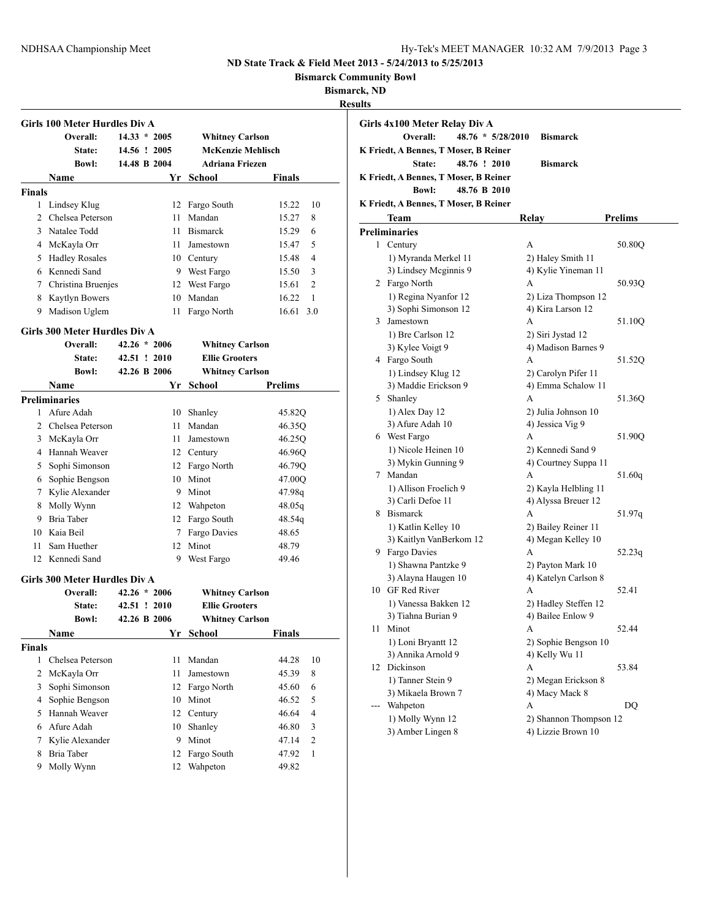ND State Track & Field Meet 2013 - 5/24/2013 to 5/25/2013

Bismarck Community Bowl

Bismarck, ND

Results

## Girls 100 Meter Hurdles Div A

| | | |
|---|---|---|
| Overall: | 14.33 * 2005 | Whitney Carlson |
| State: | 14.56 ! 2005 | McKenzie Mehlisch |
| Bowl: | 14.48 B 2004 | Adriana Friezen |

**Finals**

| | Name | Yr | School | Finals | |
|---|---|---|---|---|---|
| 1 | Lindsey Klug | 12 | Fargo South | 15.22 | 10 |
| 2 | Chelsea Peterson | 11 | Mandan | 15.27 | 8 |
| 3 | Natalee Todd | 11 | Bismarck | 15.29 | 6 |
| 4 | McKayla Orr | 11 | Jamestown | 15.47 | 5 |
| 5 | Hadley Rosales | 10 | Century | 15.48 | 4 |
| 6 | Kennedi Sand | 9 | West Fargo | 15.50 | 3 |
| 7 | Christina Bruenjes | 12 | West Fargo | 15.61 | 2 |
| 8 | Kaytlyn Bowers | 10 | Mandan | 16.22 | 1 |
| 9 | Madison Uglem | 11 | Fargo North | 16.61 | 3.0 |

## Girls 300 Meter Hurdles Div A

| | | |
|---|---|---|
| Overall: | 42.26 * 2006 | Whitney Carlson |
| State: | 42.51 ! 2010 | Ellie Grooters |
| Bowl: | 42.26 B 2006 | Whitney Carlson |

**Preliminaries**

| | Name | Yr | School | Prelims |
|---|---|---|---|---|
| 1 | Afure Adah | 10 | Shanley | 45.82Q |
| 2 | Chelsea Peterson | 11 | Mandan | 46.35Q |
| 3 | McKayla Orr | 11 | Jamestown | 46.25Q |
| 4 | Hannah Weaver | 12 | Century | 46.96Q |
| 5 | Sophi Simonson | 12 | Fargo North | 46.79Q |
| 6 | Sophie Bengson | 10 | Minot | 47.00Q |
| 7 | Kylie Alexander | 9 | Minot | 47.98q |
| 8 | Molly Wynn | 12 | Wahpeton | 48.05q |
| 9 | Bria Taber | 12 | Fargo South | 48.54q |
| 10 | Kaia Beil | 7 | Fargo Davies | 48.65 |
| 11 | Sam Huether | 12 | Minot | 48.79 |
| 12 | Kennedi Sand | 9 | West Fargo | 49.46 |

## Girls 300 Meter Hurdles Div A

| | | |
|---|---|---|
| Overall: | 42.26 * 2006 | Whitney Carlson |
| State: | 42.51 ! 2010 | Ellie Grooters |
| Bowl: | 42.26 B 2006 | Whitney Carlson |

**Finals**

| | Name | Yr | School | Finals | |
|---|---|---|---|---|---|
| 1 | Chelsea Peterson | 11 | Mandan | 44.28 | 10 |
| 2 | McKayla Orr | 11 | Jamestown | 45.39 | 8 |
| 3 | Sophi Simonson | 12 | Fargo North | 45.60 | 6 |
| 4 | Sophie Bengson | 10 | Minot | 46.52 | 5 |
| 5 | Hannah Weaver | 12 | Century | 46.64 | 4 |
| 6 | Afure Adah | 10 | Shanley | 46.80 | 3 |
| 7 | Kylie Alexander | 9 | Minot | 47.14 | 2 |
| 8 | Bria Taber | 12 | Fargo South | 47.92 | 1 |
| 9 | Molly Wynn | 12 | Wahpeton | 49.82 | |

## Girls 4x100 Meter Relay Div A

Overall: 48.76 * 5/28/2010 Bismarck
K Friedt, A Bennes, T Moser, B Reiner

State: 48.76 ! 2010 Bismarck
K Friedt, A Bennes, T Moser, B Reiner

Bowl: 48.76 B 2010
K Friedt, A Bennes, T Moser, B Reiner

**Preliminaries**

| | Team | Relay | Prelims |
|---|---|---|---|
| 1 | Century | A | 50.80Q |
| | 1) Myranda Merkel 11 | 2) Haley Smith 11 | |
| | 3) Lindsey Mcginnis 9 | 4) Kylie Yineman 11 | |
| 2 | Fargo North | A | 50.93Q |
| | 1) Regina Nyanfor 12 | 2) Liza Thompson 12 | |
| | 3) Sophi Simonson 12 | 4) Kira Larson 12 | |
| 3 | Jamestown | A | 51.10Q |
| | 1) Bre Carlson 12 | 2) Siri Jystad 12 | |
| | 3) Kylee Voigt 9 | 4) Madison Barnes 9 | |
| 4 | Fargo South | A | 51.52Q |
| | 1) Lindsey Klug 12 | 2) Carolyn Pifer 11 | |
| | 3) Maddie Erickson 9 | 4) Emma Schalow 11 | |
| 5 | Shanley | A | 51.36Q |
| | 1) Alex Day 12 | 2) Julia Johnson 10 | |
| | 3) Afure Adah 10 | 4) Jessica Vig 9 | |
| 6 | West Fargo | A | 51.90Q |
| | 1) Nicole Heinen 10 | 2) Kennedi Sand 9 | |
| | 3) Mykin Gunning 9 | 4) Courtney Suppa 11 | |
| 7 | Mandan | A | 51.60q |
| | 1) Allison Froelich 9 | 2) Kayla Helbling 11 | |
| | 3) Carli Defoe 11 | 4) Alyssa Breuer 12 | |
| 8 | Bismarck | A | 51.97q |
| | 1) Katlin Kelley 10 | 2) Bailey Reiner 11 | |
| | 3) Kaitlyn VanBerkom 12 | 4) Megan Kelley 10 | |
| 9 | Fargo Davies | A | 52.23q |
| | 1) Shawna Pantzke 9 | 2) Payton Mark 10 | |
| | 3) Alayna Haugen 10 | 4) Katelyn Carlson 8 | |
| 10 | GF Red River | A | 52.41 |
| | 1) Vanessa Bakken 12 | 2) Hadley Steffen 12 | |
| | 3) Tiahna Burian 9 | 4) Bailee Enlow 9 | |
| 11 | Minot | A | 52.44 |
| | 1) Loni Bryantt 12 | 2) Sophie Bengson 10 | |
| | 3) Annika Arnold 9 | 4) Kelly Wu 11 | |
| 12 | Dickinson | A | 53.84 |
| | 1) Tanner Stein 9 | 2) Megan Erickson 8 | |
| | 3) Mikaela Brown 7 | 4) Macy Mack 8 | |
| --- | Wahpeton | A | DQ |
| | 1) Molly Wynn 12 | 2) Shannon Thompson 12 | |
| | 3) Amber Lingen 8 | 4) Lizzie Brown 10 | |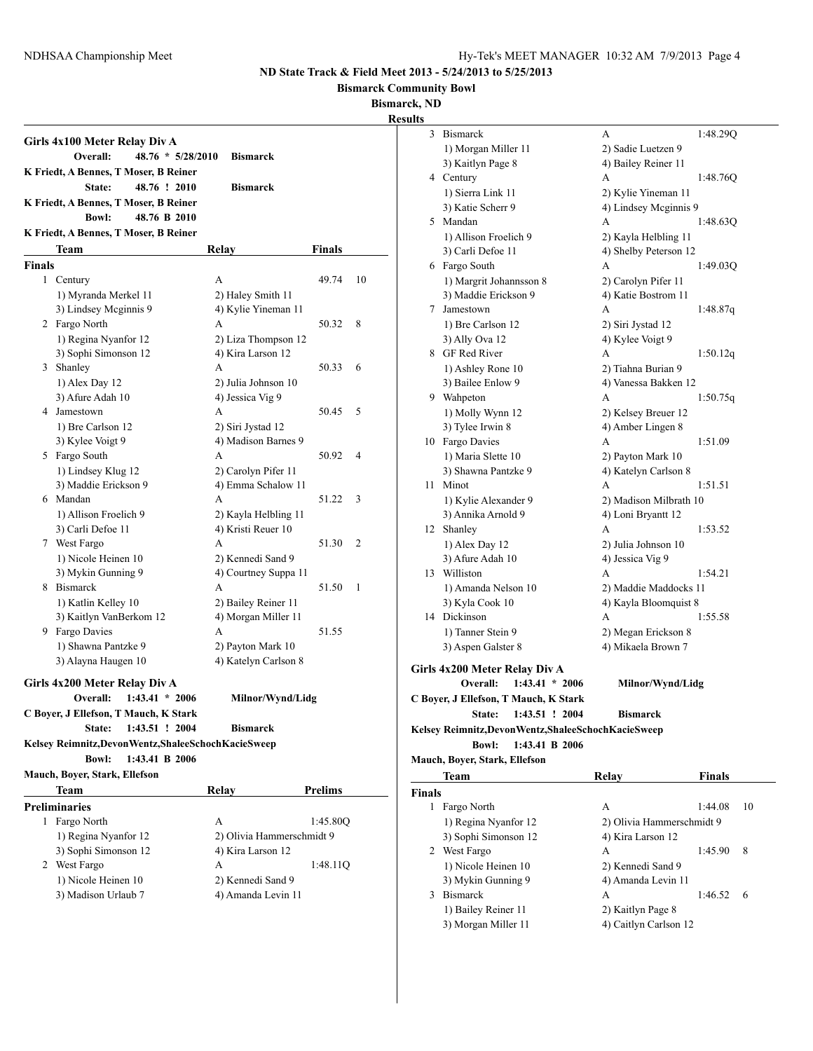## ND State Track & Field Meet 2013 - 5/24/2013 to 5/25/2013

**Bismarck Community Bowl**

**Bismarck, ND**

**Results**

### Girls 4x100 Meter Relay Div A

**Overall:** 48.76 * 5/28/2010 **Bismarck**
K Friedt, A Bennes, T Moser, B Reiner

**State:** 48.76 ! 2010 **Bismarck**
K Friedt, A Bennes, T Moser, B Reiner

**Bowl:** 48.76 B 2010
K Friedt, A Bennes, T Moser, B Reiner

**Finals**

| | Team | Relay | Finals | |
|---|---|---|---|---|
| 1 | Century | A | 49.74 | 10 |
| | 1) Myranda Merkel 11 | 2) Haley Smith 11 | | |
| | 3) Lindsey Mcginnis 9 | 4) Kylie Yineman 11 | | |
| 2 | Fargo North | A | 50.32 | 8 |
| | 1) Regina Nyanfor 12 | 2) Liza Thompson 12 | | |
| | 3) Sophi Simonson 12 | 4) Kira Larson 12 | | |
| 3 | Shanley | A | 50.33 | 6 |
| | 1) Alex Day 12 | 2) Julia Johnson 10 | | |
| | 3) Afure Adah 10 | 4) Jessica Vig 9 | | |
| 4 | Jamestown | A | 50.45 | 5 |
| | 1) Bre Carlson 12 | 2) Siri Jystad 12 | | |
| | 3) Kylee Voigt 9 | 4) Madison Barnes 9 | | |
| 5 | Fargo South | A | 50.92 | 4 |
| | 1) Lindsey Klug 12 | 2) Carolyn Pifer 11 | | |
| | 3) Maddie Erickson 9 | 4) Emma Schalow 11 | | |
| 6 | Mandan | A | 51.22 | 3 |
| | 1) Allison Froelich 9 | 2) Kayla Helbling 11 | | |
| | 3) Carli Defoe 11 | 4) Kristi Reuer 10 | | |
| 7 | West Fargo | A | 51.30 | 2 |
| | 1) Nicole Heinen 10 | 2) Kennedi Sand 9 | | |
| | 3) Mykin Gunning 9 | 4) Courtney Suppa 11 | | |
| 8 | Bismarck | A | 51.50 | 1 |
| | 1) Katlin Kelley 10 | 2) Bailey Reiner 11 | | |
| | 3) Kaitlyn VanBerkom 12 | 4) Morgan Miller 11 | | |
| 9 | Fargo Davies | A | 51.55 | |
| | 1) Shawna Pantzke 9 | 2) Payton Mark 10 | | |
| | 3) Alayna Haugen 10 | 4) Katelyn Carlson 8 | | |

### Girls 4x200 Meter Relay Div A

**Overall:** 1:43.41 * 2006 **Milnor/Wynd/Lidg**
C Boyer, J Ellefson, T Mauch, K Stark

**State:** 1:43.51 ! 2004 **Bismarck**
Kelsey Reimnitz,DevonWentz,ShaleeSchochKacieSweep

**Bowl:** 1:43.41 B 2006
Mauch, Boyer, Stark, Ellefson

**Preliminaries**

| | Team | Relay | Prelims |
|---|---|---|---|
| 1 | Fargo North | A | 1:45.80Q |
| | 1) Regina Nyanfor 12 | 2) Olivia Hammerschmidt 9 | |
| | 3) Sophi Simonson 12 | 4) Kira Larson 12 | |
| 2 | West Fargo | A | 1:48.11Q |
| | 1) Nicole Heinen 10 | 2) Kennedi Sand 9 | |
| | 3) Madison Urlaub 7 | 4) Amanda Levin 11 | |
| 3 | Bismarck | A | 1:48.29Q |
| | 1) Morgan Miller 11 | 2) Sadie Luetzen 9 | |
| | 3) Kaitlyn Page 8 | 4) Bailey Reiner 11 | |
| 4 | Century | A | 1:48.76Q |
| | 1) Sierra Link 11 | 2) Kylie Yineman 11 | |
| | 3) Katie Scherr 9 | 4) Lindsey Mcginnis 9 | |
| 5 | Mandan | A | 1:48.63Q |
| | 1) Allison Froelich 9 | 2) Kayla Helbling 11 | |
| | 3) Carli Defoe 11 | 4) Shelby Peterson 12 | |
| 6 | Fargo South | A | 1:49.03Q |
| | 1) Margrit Johannsson 8 | 2) Carolyn Pifer 11 | |
| | 3) Maddie Erickson 9 | 4) Katie Bostrom 11 | |
| 7 | Jamestown | A | 1:48.87q |
| | 1) Bre Carlson 12 | 2) Siri Jystad 12 | |
| | 3) Ally Ova 12 | 4) Kylee Voigt 9 | |
| 8 | GF Red River | A | 1:50.12q |
| | 1) Ashley Rone 10 | 2) Tiahna Burian 9 | |
| | 3) Bailee Enlow 9 | 4) Vanessa Bakken 12 | |
| 9 | Wahpeton | A | 1:50.75q |
| | 1) Molly Wynn 12 | 2) Kelsey Breuer 12 | |
| | 3) Tylee Irwin 8 | 4) Amber Lingen 8 | |
| 10 | Fargo Davies | A | 1:51.09 |
| | 1) Maria Slette 10 | 2) Payton Mark 10 | |
| | 3) Shawna Pantzke 9 | 4) Katelyn Carlson 8 | |
| 11 | Minot | A | 1:51.51 |
| | 1) Kylie Alexander 9 | 2) Madison Milbrath 10 | |
| | 3) Annika Arnold 9 | 4) Loni Bryantt 12 | |
| 12 | Shanley | A | 1:53.52 |
| | 1) Alex Day 12 | 2) Julia Johnson 10 | |
| | 3) Afure Adah 10 | 4) Jessica Vig 9 | |
| 13 | Williston | A | 1:54.21 |
| | 1) Amanda Nelson 10 | 2) Maddie Maddocks 11 | |
| | 3) Kyla Cook 10 | 4) Kayla Bloomquist 8 | |
| 14 | Dickinson | A | 1:55.58 |
| | 1) Tanner Stein 9 | 2) Megan Erickson 8 | |
| | 3) Aspen Galster 8 | 4) Mikaela Brown 7 | |

### Girls 4x200 Meter Relay Div A

**Overall:** 1:43.41 * 2006 **Milnor/Wynd/Lidg**
C Boyer, J Ellefson, T Mauch, K Stark

**State:** 1:43.51 ! 2004 **Bismarck**
Kelsey Reimnitz,DevonWentz,ShaleeSchochKacieSweep

**Bowl:** 1:43.41 B 2006
Mauch, Boyer, Stark, Ellefson

**Finals**

| | Team | Relay | Finals | |
|---|---|---|---|---|
| 1 | Fargo North | A | 1:44.08 | 10 |
| | 1) Regina Nyanfor 12 | 2) Olivia Hammerschmidt 9 | | |
| | 3) Sophi Simonson 12 | 4) Kira Larson 12 | | |
| 2 | West Fargo | A | 1:45.90 | 8 |
| | 1) Nicole Heinen 10 | 2) Kennedi Sand 9 | | |
| | 3) Mykin Gunning 9 | 4) Amanda Levin 11 | | |
| 3 | Bismarck | A | 1:46.52 | 6 |
| | 1) Bailey Reiner 11 | 2) Kaitlyn Page 8 | | |
| | 3) Morgan Miller 11 | 4) Caitlyn Carlson 12 | | |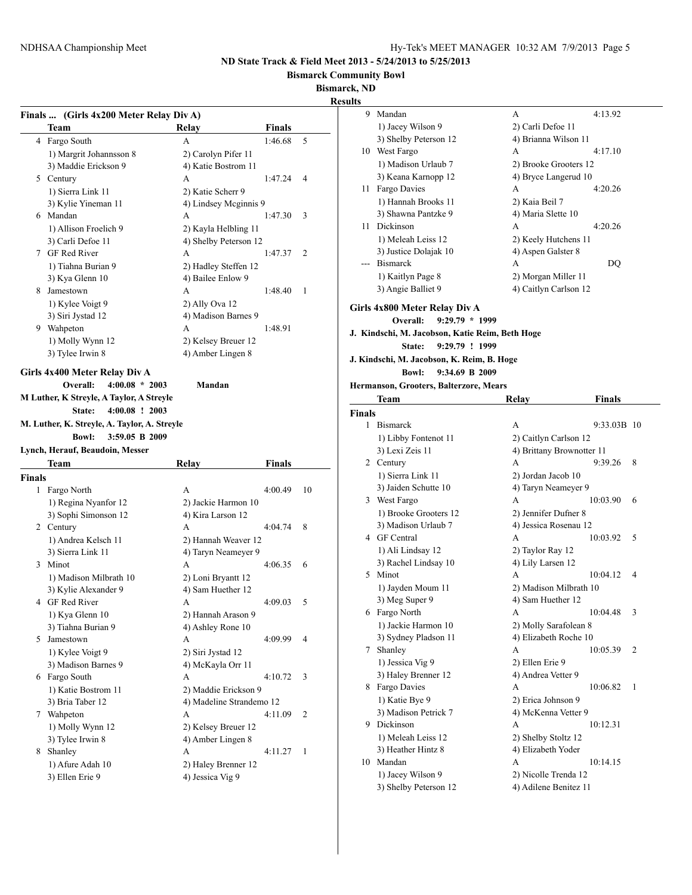# ND State Track & Field Meet 2013 - 5/24/2013 to 5/25/2013

**Bismarck Community Bowl**

**Bismarck, ND**

**Results**

## Finals ... (Girls 4x200 Meter Relay Div A)

| | Team | Relay | Finals | |
|---|---|---|---|---|
| 4 | Fargo South | A | 1:46.68 | 5 |
| | 1) Margrit Johannsson 8 | 2) Carolyn Pifer 11 | | |
| | 3) Maddie Erickson 9 | 4) Katie Bostrom 11 | | |
| 5 | Century | A | 1:47.24 | 4 |
| | 1) Sierra Link 11 | 2) Katie Scherr 9 | | |
| | 3) Kylie Yineman 11 | 4) Lindsey Mcginnis 9 | | |
| 6 | Mandan | A | 1:47.30 | 3 |
| | 1) Allison Froelich 9 | 2) Kayla Helbling 11 | | |
| | 3) Carli Defoe 11 | 4) Shelby Peterson 12 | | |
| 7 | GF Red River | A | 1:47.37 | 2 |
| | 1) Tiahna Burian 9 | 2) Hadley Steffen 12 | | |
| | 3) Kya Glenn 10 | 4) Bailee Enlow 9 | | |
| 8 | Jamestown | A | 1:48.40 | 1 |
| | 1) Kylee Voigt 9 | 2) Ally Ova 12 | | |
| | 3) Siri Jystad 12 | 4) Madison Barnes 9 | | |
| 9 | Wahpeton | A | 1:48.91 | |
| | 1) Molly Wynn 12 | 2) Kelsey Breuer 12 | | |
| | 3) Tylee Irwin 8 | 4) Amber Lingen 8 | | |

## Girls 4x400 Meter Relay Div A

**Overall: 4:00.08 * 2003 Mandan**

**M Luther, K Streyle, A Taylor, A Streyle**

**State: 4:00.08 ! 2003**

**M. Luther, K. Streyle, A. Taylor, A. Streyle**

**Bowl: 3:59.05 B 2009**

**Lynch, Herauf, Beaudoin, Messer**

| | Team | Relay | Finals | |
|---|---|---|---|---|
| **Finals** | | | | |
| 1 | Fargo North | A | 4:00.49 | 10 |
| | 1) Regina Nyanfor 12 | 2) Jackie Harmon 10 | | |
| | 3) Sophi Simonson 12 | 4) Kira Larson 12 | | |
| 2 | Century | A | 4:04.74 | 8 |
| | 1) Andrea Kelsch 11 | 2) Hannah Weaver 12 | | |
| | 3) Sierra Link 11 | 4) Taryn Neameyer 9 | | |
| 3 | Minot | A | 4:06.35 | 6 |
| | 1) Madison Milbrath 10 | 2) Loni Bryantt 12 | | |
| | 3) Kylie Alexander 9 | 4) Sam Huether 12 | | |
| 4 | GF Red River | A | 4:09.03 | 5 |
| | 1) Kya Glenn 10 | 2) Hannah Arason 9 | | |
| | 3) Tiahna Burian 9 | 4) Ashley Rone 10 | | |
| 5 | Jamestown | A | 4:09.99 | 4 |
| | 1) Kylee Voigt 9 | 2) Siri Jystad 12 | | |
| | 3) Madison Barnes 9 | 4) McKayla Orr 11 | | |
| 6 | Fargo South | A | 4:10.72 | 3 |
| | 1) Katie Bostrom 11 | 2) Maddie Erickson 9 | | |
| | 3) Bria Taber 12 | 4) Madeline Strandemo 12 | | |
| 7 | Wahpeton | A | 4:11.09 | 2 |
| | 1) Molly Wynn 12 | 2) Kelsey Breuer 12 | | |
| | 3) Tylee Irwin 8 | 4) Amber Lingen 8 | | |
| 8 | Shanley | A | 4:11.27 | 1 |
| | 1) Afure Adah 10 | 2) Haley Brenner 12 | | |
| | 3) Ellen Erie 9 | 4) Jessica Vig 9 | | |
| 9 | Mandan | A | 4:13.92 | |
| | 1) Jacey Wilson 9 | 2) Carli Defoe 11 | | |
| | 3) Shelby Peterson 12 | 4) Brianna Wilson 11 | | |
| 10 | West Fargo | A | 4:17.10 | |
| | 1) Madison Urlaub 7 | 2) Brooke Grooters 12 | | |
| | 3) Keana Karnopp 12 | 4) Bryce Langerud 10 | | |
| 11 | Fargo Davies | A | 4:20.26 | |
| | 1) Hannah Brooks 11 | 2) Kaia Beil 7 | | |
| | 3) Shawna Pantzke 9 | 4) Maria Slette 10 | | |
| 11 | Dickinson | A | 4:20.26 | |
| | 1) Meleah Leiss 12 | 2) Keely Hutchens 11 | | |
| | 3) Justice Dolajak 10 | 4) Aspen Galster 8 | | |
| --- | Bismarck | A | DQ | |
| | 1) Kaitlyn Page 8 | 2) Morgan Miller 11 | | |
| | 3) Angie Balliet 9 | 4) Caitlyn Carlson 12 | | |

## Girls 4x800 Meter Relay Div A

**Overall: 9:29.79 * 1999**

**J. Kindschi, M. Jacobson, Katie Reim, Beth Hoge**

**State: 9:29.79 ! 1999**

**J. Kindschi, M. Jacobson, K. Reim, B. Hoge**

**Bowl: 9:34.69 B 2009**

**Hermanson, Grooters, Balterzore, Mears**

| | Team | Relay | Finals | |
|---|---|---|---|---|
| **Finals** | | | | |
| 1 | Bismarck | A | 9:33.03B | 10 |
| | 1) Libby Fontenot 11 | 2) Caitlyn Carlson 12 | | |
| | 3) Lexi Zeis 11 | 4) Brittany Brownotter 11 | | |
| 2 | Century | A | 9:39.26 | 8 |
| | 1) Sierra Link 11 | 2) Jordan Jacob 10 | | |
| | 3) Jaiden Schutte 10 | 4) Taryn Neameyer 9 | | |
| 3 | West Fargo | A | 10:03.90 | 6 |
| | 1) Brooke Grooters 12 | 2) Jennifer Dufner 8 | | |
| | 3) Madison Urlaub 7 | 4) Jessica Rosenau 12 | | |
| 4 | GF Central | A | 10:03.92 | 5 |
| | 1) Ali Lindsay 12 | 2) Taylor Ray 12 | | |
| | 3) Rachel Lindsay 10 | 4) Lily Larsen 12 | | |
| 5 | Minot | A | 10:04.12 | 4 |
| | 1) Jayden Moum 11 | 2) Madison Milbrath 10 | | |
| | 3) Meg Super 9 | 4) Sam Huether 12 | | |
| 6 | Fargo North | A | 10:04.48 | 3 |
| | 1) Jackie Harmon 10 | 2) Molly Sarafolean 8 | | |
| | 3) Sydney Pladson 11 | 4) Elizabeth Roche 10 | | |
| 7 | Shanley | A | 10:05.39 | 2 |
| | 1) Jessica Vig 9 | 2) Ellen Erie 9 | | |
| | 3) Haley Brenner 12 | 4) Andrea Vetter 9 | | |
| 8 | Fargo Davies | A | 10:06.82 | 1 |
| | 1) Katie Bye 9 | 2) Erica Johnson 9 | | |
| | 3) Madison Petrick 7 | 4) McKenna Vetter 9 | | |
| 9 | Dickinson | A | 10:12.31 | |
| | 1) Meleah Leiss 12 | 2) Shelby Stoltz 12 | | |
| | 3) Heather Hintz 8 | 4) Elizabeth Yoder | | |
| 10 | Mandan | A | 10:14.15 | |
| | 1) Jacey Wilson 9 | 2) Nicolle Trenda 12 | | |
| | 3) Shelby Peterson 12 | 4) Adilene Benitez 11 | | |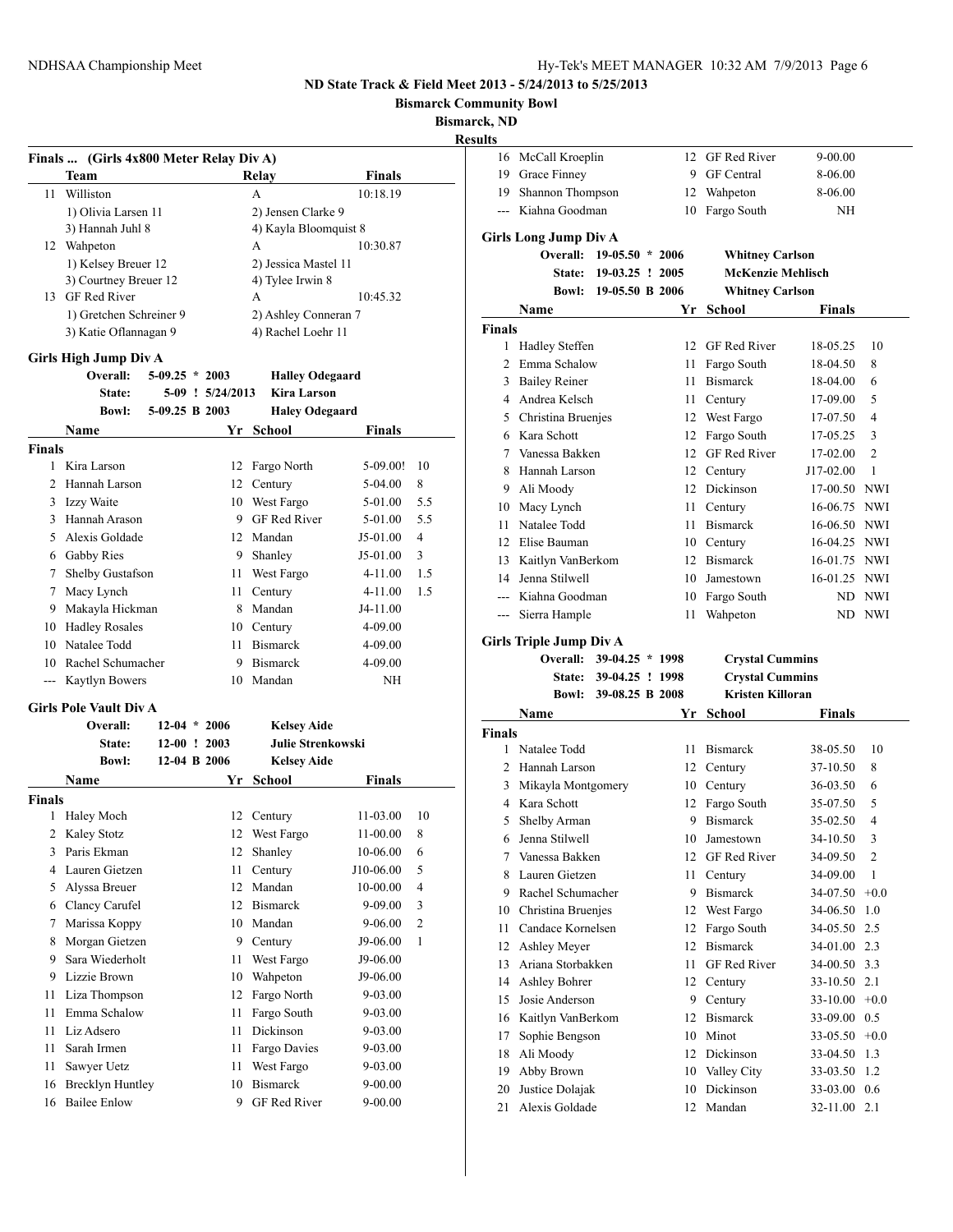## ND State Track & Field Meet 2013 - 5/24/2013 to 5/25/2013

**Bismarck Community Bowl**

**Bismarck, ND**

**Results**

### Finals ... (Girls 4x800 Meter Relay Div A)

| | Team | Relay | Finals |
|---|---|---|---|
| 11 | Williston | A | 10:18.19 |
| | 1) Olivia Larsen 11 | 2) Jensen Clarke 9 | |
| | 3) Hannah Juhl 8 | 4) Kayla Bloomquist 8 | |
| 12 | Wahpeton | A | 10:30.87 |
| | 1) Kelsey Breuer 12 | 2) Jessica Mastel 11 | |
| | 3) Courtney Breuer 12 | 4) Tylee Irwin 8 | |
| 13 | GF Red River | A | 10:45.32 |
| | 1) Gretchen Schreiner 9 | 2) Ashley Conneran 7 | |
| | 3) Katie Oflannagan 9 | 4) Rachel Loehr 11 | |

### Girls High Jump Div A

| | | | |
|---|---|---|---|
| Overall: | 5-09.25 * | 2003 | Halley Odegaard |
| State: | 5-09 ! | 5/24/2013 | Kira Larson |
| Bowl: | 5-09.25 B | 2003 | Haley Odegaard |

| | Name | Yr | School | Finals | |
|---|---|---|---|---|---|
| **Finals** | | | | | |
| 1 | Kira Larson | 12 | Fargo North | 5-09.00! | 10 |
| 2 | Hannah Larson | 12 | Century | 5-04.00 | 8 |
| 3 | Izzy Waite | 10 | West Fargo | 5-01.00 | 5.5 |
| 3 | Hannah Arason | 9 | GF Red River | 5-01.00 | 5.5 |
| 5 | Alexis Goldade | 12 | Mandan | J5-01.00 | 4 |
| 6 | Gabby Ries | 9 | Shanley | J5-01.00 | 3 |
| 7 | Shelby Gustafson | 11 | West Fargo | 4-11.00 | 1.5 |
| 7 | Macy Lynch | 11 | Century | 4-11.00 | 1.5 |
| 9 | Makayla Hickman | 8 | Mandan | J4-11.00 | |
| 10 | Hadley Rosales | 10 | Century | 4-09.00 | |
| 10 | Natalee Todd | 11 | Bismarck | 4-09.00 | |
| 10 | Rachel Schumacher | 9 | Bismarck | 4-09.00 | |
| --- | Kaytlyn Bowers | 10 | Mandan | NH | |

### Girls Pole Vault Div A

| | | | |
|---|---|---|---|
| Overall: | 12-04 * | 2006 | Kelsey Aide |
| State: | 12-00 ! | 2003 | Julie Strenkowski |
| Bowl: | 12-04 B | 2006 | Kelsey Aide |

| | Name | Yr | School | Finals | |
|---|---|---|---|---|---|
| **Finals** | | | | | |
| 1 | Haley Moch | 12 | Century | 11-03.00 | 10 |
| 2 | Kaley Stotz | 12 | West Fargo | 11-00.00 | 8 |
| 3 | Paris Ekman | 12 | Shanley | 10-06.00 | 6 |
| 4 | Lauren Gietzen | 11 | Century | J10-06.00 | 5 |
| 5 | Alyssa Breuer | 12 | Mandan | 10-00.00 | 4 |
| 6 | Clancy Carufel | 12 | Bismarck | 9-09.00 | 3 |
| 7 | Marissa Koppy | 10 | Mandan | 9-06.00 | 2 |
| 8 | Morgan Gietzen | 9 | Century | J9-06.00 | 1 |
| 9 | Sara Wiederholt | 11 | West Fargo | J9-06.00 | |
| 9 | Lizzie Brown | 10 | Wahpeton | J9-06.00 | |
| 11 | Liza Thompson | 12 | Fargo North | 9-03.00 | |
| 11 | Emma Schalow | 11 | Fargo South | 9-03.00 | |
| 11 | Liz Adsero | 11 | Dickinson | 9-03.00 | |
| 11 | Sarah Irmen | 11 | Fargo Davies | 9-03.00 | |
| 11 | Sawyer Uetz | 11 | West Fargo | 9-03.00 | |
| 16 | Brecklyn Huntley | 10 | Bismarck | 9-00.00 | |
| 16 | Bailee Enlow | 9 | GF Red River | 9-00.00 | |
| 16 | McCall Kroeplin | 12 | GF Red River | 9-00.00 | |
| 19 | Grace Finney | 9 | GF Central | 8-06.00 | |
| 19 | Shannon Thompson | 12 | Wahpeton | 8-06.00 | |
| --- | Kiahna Goodman | 10 | Fargo South | NH | |

### Girls Long Jump Div A

| | | | |
|---|---|---|---|
| Overall: | 19-05.50 * | 2006 | Whitney Carlson |
| State: | 19-03.25 ! | 2005 | McKenzie Mehlisch |
| Bowl: | 19-05.50 B | 2006 | Whitney Carlson |

| | Name | Yr | School | Finals | |
|---|---|---|---|---|---|
| **Finals** | | | | | |
| 1 | Hadley Steffen | 12 | GF Red River | 18-05.25 | 10 |
| 2 | Emma Schalow | 11 | Fargo South | 18-04.50 | 8 |
| 3 | Bailey Reiner | 11 | Bismarck | 18-04.00 | 6 |
| 4 | Andrea Kelsch | 11 | Century | 17-09.00 | 5 |
| 5 | Christina Bruenjes | 12 | West Fargo | 17-07.50 | 4 |
| 6 | Kara Schott | 12 | Fargo South | 17-05.25 | 3 |
| 7 | Vanessa Bakken | 12 | GF Red River | 17-02.00 | 2 |
| 8 | Hannah Larson | 12 | Century | J17-02.00 | 1 |
| 9 | Ali Moody | 12 | Dickinson | 17-00.50 | NWI |
| 10 | Macy Lynch | 11 | Century | 16-06.75 | NWI |
| 11 | Natalee Todd | 11 | Bismarck | 16-06.50 | NWI |
| 12 | Elise Bauman | 10 | Century | 16-04.25 | NWI |
| 13 | Kaitlyn VanBerkom | 12 | Bismarck | 16-01.75 | NWI |
| 14 | Jenna Stilwell | 10 | Jamestown | 16-01.25 | NWI |
| --- | Kiahna Goodman | 10 | Fargo South | ND | NWI |
| --- | Sierra Hample | 11 | Wahpeton | ND | NWI |

### Girls Triple Jump Div A

| | | | |
|---|---|---|---|
| Overall: | 39-04.25 * | 1998 | Crystal Cummins |
| State: | 39-04.25 ! | 1998 | Crystal Cummins |
| Bowl: | 39-08.25 B | 2008 | Kristen Killoran |

| | Name | Yr | School | Finals | |
|---|---|---|---|---|---|
| **Finals** | | | | | |
| 1 | Natalee Todd | 11 | Bismarck | 38-05.50 | 10 |
| 2 | Hannah Larson | 12 | Century | 37-10.50 | 8 |
| 3 | Mikayla Montgomery | 10 | Century | 36-03.50 | 6 |
| 4 | Kara Schott | 12 | Fargo South | 35-07.50 | 5 |
| 5 | Shelby Arman | 9 | Bismarck | 35-02.50 | 4 |
| 6 | Jenna Stilwell | 10 | Jamestown | 34-10.50 | 3 |
| 7 | Vanessa Bakken | 12 | GF Red River | 34-09.50 | 2 |
| 8 | Lauren Gietzen | 11 | Century | 34-09.00 | 1 |
| 9 | Rachel Schumacher | 9 | Bismarck | 34-07.50 | +0.0 |
| 10 | Christina Bruenjes | 12 | West Fargo | 34-06.50 | 1.0 |
| 11 | Candace Kornelsen | 12 | Fargo South | 34-05.50 | 2.5 |
| 12 | Ashley Meyer | 12 | Bismarck | 34-01.00 | 2.3 |
| 13 | Ariana Storbakken | 11 | GF Red River | 34-00.50 | 3.3 |
| 14 | Ashley Bohrer | 12 | Century | 33-10.50 | 2.1 |
| 15 | Josie Anderson | 9 | Century | 33-10.00 | +0.0 |
| 16 | Kaitlyn VanBerkom | 12 | Bismarck | 33-09.00 | 0.5 |
| 17 | Sophie Bengson | 10 | Minot | 33-05.50 | +0.0 |
| 18 | Ali Moody | 12 | Dickinson | 33-04.50 | 1.3 |
| 19 | Abby Brown | 10 | Valley City | 33-03.50 | 1.2 |
| 20 | Justice Dolajak | 10 | Dickinson | 33-03.00 | 0.6 |
| 21 | Alexis Goldade | 12 | Mandan | 32-11.00 | 2.1 |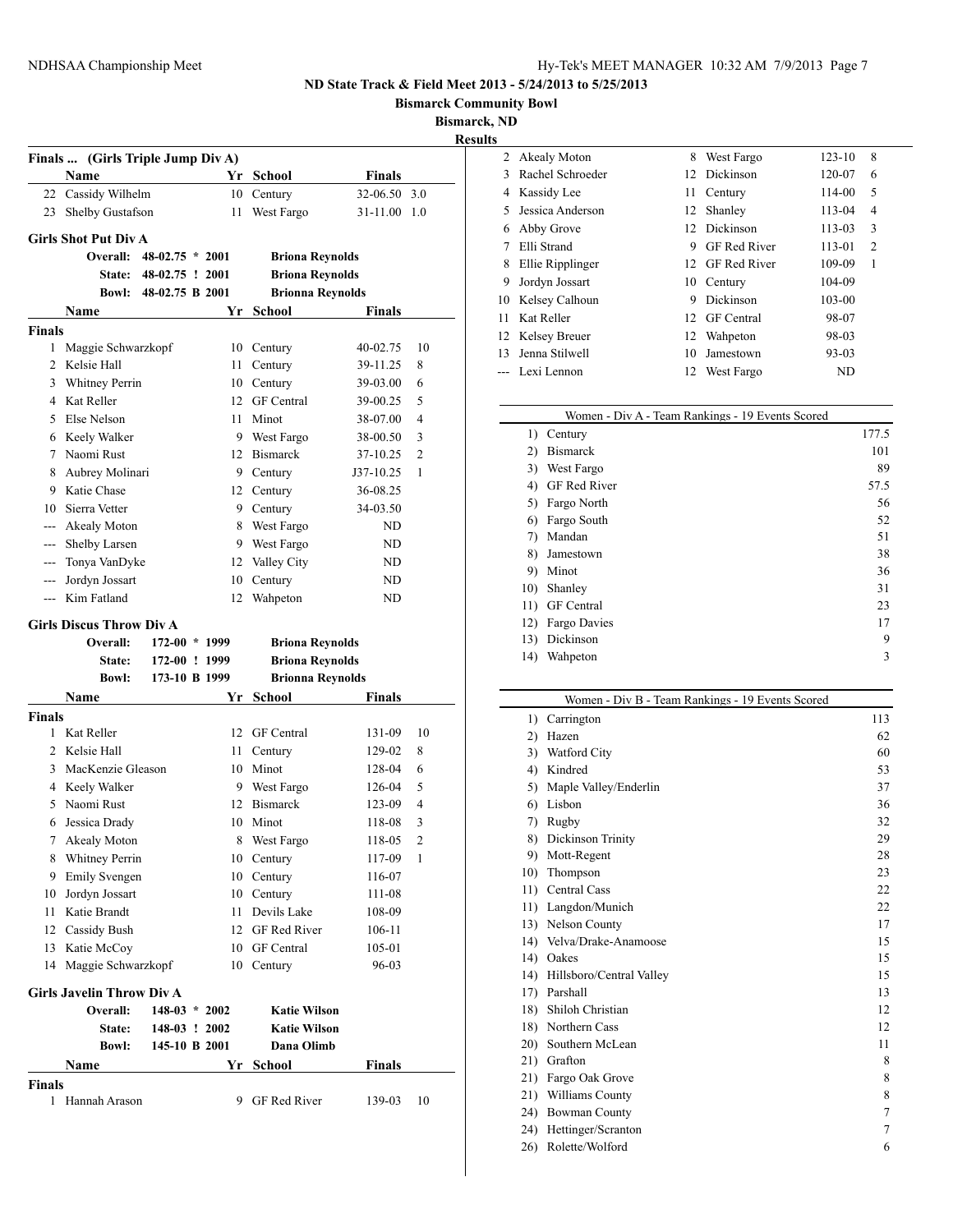# ND State Track & Field Meet 2013 - 5/24/2013 to 5/25/2013

**Bismarck Community Bowl**

**Bismarck, ND**

**Results**

### Finals ... (Girls Triple Jump Div A)

| | Name | Yr | School | Finals | |
|---|---|---|---|---|---|
| 22 | Cassidy Wilhelm | 10 | Century | 32-06.50 | 3.0 |
| 23 | Shelby Gustafson | 11 | West Fargo | 31-11.00 | 1.0 |

### Girls Shot Put Div A

| | | | |
|---|---|---|---|
| Overall: | 48-02.75 * | 2001 | Briona Reynolds |
| State: | 48-02.75 ! | 2001 | Briona Reynolds |
| Bowl: | 48-02.75 B | 2001 | Brionna Reynolds |

**Finals**

| | Name | Yr | School | Finals | |
|---|---|---|---|---|---|
| 1 | Maggie Schwarzkopf | 10 | Century | 40-02.75 | 10 |
| 2 | Kelsie Hall | 11 | Century | 39-11.25 | 8 |
| 3 | Whitney Perrin | 10 | Century | 39-03.00 | 6 |
| 4 | Kat Reller | 12 | GF Central | 39-00.25 | 5 |
| 5 | Else Nelson | 11 | Minot | 38-07.00 | 4 |
| 6 | Keely Walker | 9 | West Fargo | 38-00.50 | 3 |
| 7 | Naomi Rust | 12 | Bismarck | 37-10.25 | 2 |
| 8 | Aubrey Molinari | 9 | Century | J37-10.25 | 1 |
| 9 | Katie Chase | 12 | Century | 36-08.25 | |
| 10 | Sierra Vetter | 9 | Century | 34-03.50 | |
| --- | Akealy Moton | 8 | West Fargo | ND | |
| --- | Shelby Larsen | 9 | West Fargo | ND | |
| --- | Tonya VanDyke | 12 | Valley City | ND | |
| --- | Jordyn Jossart | 10 | Century | ND | |
| --- | Kim Fatland | 12 | Wahpeton | ND | |

### Girls Discus Throw Div A

| | | | |
|---|---|---|---|
| Overall: | 172-00 * | 1999 | Briona Reynolds |
| State: | 172-00 ! | 1999 | Briona Reynolds |
| Bowl: | 173-10 B | 1999 | Brionna Reynolds |

**Finals**

| | Name | Yr | School | Finals | |
|---|---|---|---|---|---|
| 1 | Kat Reller | 12 | GF Central | 131-09 | 10 |
| 2 | Kelsie Hall | 11 | Century | 129-02 | 8 |
| 3 | MacKenzie Gleason | 10 | Minot | 128-04 | 6 |
| 4 | Keely Walker | 9 | West Fargo | 126-04 | 5 |
| 5 | Naomi Rust | 12 | Bismarck | 123-09 | 4 |
| 6 | Jessica Drady | 10 | Minot | 118-08 | 3 |
| 7 | Akealy Moton | 8 | West Fargo | 118-05 | 2 |
| 8 | Whitney Perrin | 10 | Century | 117-09 | 1 |
| 9 | Emily Svengen | 10 | Century | 116-07 | |
| 10 | Jordyn Jossart | 10 | Century | 111-08 | |
| 11 | Katie Brandt | 11 | Devils Lake | 108-09 | |
| 12 | Cassidy Bush | 12 | GF Red River | 106-11 | |
| 13 | Katie McCoy | 10 | GF Central | 105-01 | |
| 14 | Maggie Schwarzkopf | 10 | Century | 96-03 | |

### Girls Javelin Throw Div A

| | | | |
|---|---|---|---|
| Overall: | 148-03 * | 2002 | Katie Wilson |
| State: | 148-03 ! | 2002 | Katie Wilson |
| Bowl: | 145-10 B | 2001 | Dana Olimb |

**Finals**

| | Name | Yr | School | Finals | |
|---|---|---|---|---|---|
| 1 | Hannah Arason | 9 | GF Red River | 139-03 | 10 |
| 2 | Akealy Moton | 8 | West Fargo | 123-10 | 8 |
| 3 | Rachel Schroeder | 12 | Dickinson | 120-07 | 6 |
| 4 | Kassidy Lee | 11 | Century | 114-00 | 5 |
| 5 | Jessica Anderson | 12 | Shanley | 113-04 | 4 |
| 6 | Abby Grove | 12 | Dickinson | 113-03 | 3 |
| 7 | Elli Strand | 9 | GF Red River | 113-01 | 2 |
| 8 | Ellie Ripplinger | 12 | GF Red River | 109-09 | 1 |
| 9 | Jordyn Jossart | 10 | Century | 104-09 | |
| 10 | Kelsey Calhoun | 9 | Dickinson | 103-00 | |
| 11 | Kat Reller | 12 | GF Central | 98-07 | |
| 12 | Kelsey Breuer | 12 | Wahpeton | 98-03 | |
| 13 | Jenna Stilwell | 10 | Jamestown | 93-03 | |
| --- | Lexi Lennon | 12 | West Fargo | ND | |

### Women - Div A - Team Rankings - 19 Events Scored

| | Team | Points |
|---|---|---|
| 1) | Century | 177.5 |
| 2) | Bismarck | 101 |
| 3) | West Fargo | 89 |
| 4) | GF Red River | 57.5 |
| 5) | Fargo North | 56 |
| 6) | Fargo South | 52 |
| 7) | Mandan | 51 |
| 8) | Jamestown | 38 |
| 9) | Minot | 36 |
| 10) | Shanley | 31 |
| 11) | GF Central | 23 |
| 12) | Fargo Davies | 17 |
| 13) | Dickinson | 9 |
| 14) | Wahpeton | 3 |

### Women - Div B - Team Rankings - 19 Events Scored

| | Team | Points |
|---|---|---|
| 1) | Carrington | 113 |
| 2) | Hazen | 62 |
| 3) | Watford City | 60 |
| 4) | Kindred | 53 |
| 5) | Maple Valley/Enderlin | 37 |
| 6) | Lisbon | 36 |
| 7) | Rugby | 32 |
| 8) | Dickinson Trinity | 29 |
| 9) | Mott-Regent | 28 |
| 10) | Thompson | 23 |
| 11) | Central Cass | 22 |
| 11) | Langdon/Munich | 22 |
| 13) | Nelson County | 17 |
| 14) | Velva/Drake-Anamoose | 15 |
| 14) | Oakes | 15 |
| 14) | Hillsboro/Central Valley | 15 |
| 17) | Parshall | 13 |
| 18) | Shiloh Christian | 12 |
| 18) | Northern Cass | 12 |
| 20) | Southern McLean | 11 |
| 21) | Grafton | 8 |
| 21) | Fargo Oak Grove | 8 |
| 21) | Williams County | 8 |
| 24) | Bowman County | 7 |
| 24) | Hettinger/Scranton | 7 |
| 26) | Rolette/Wolford | 6 |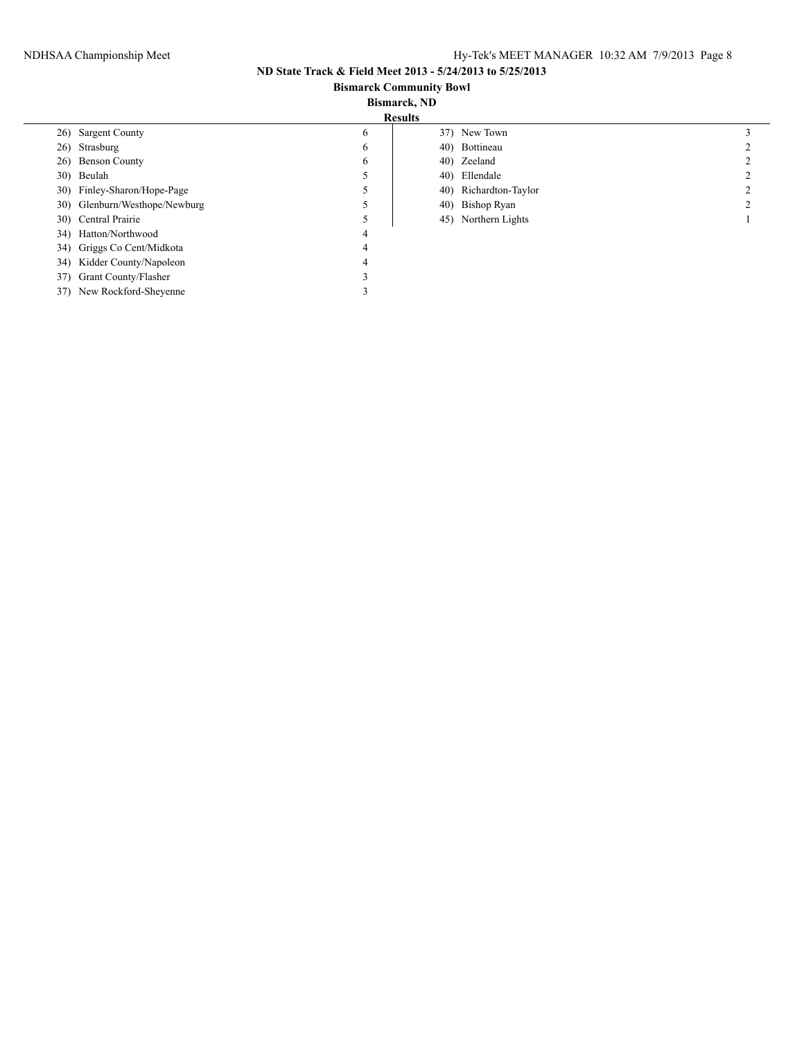**ND State Track & Field Meet 2013 - 5/24/2013 to 5/25/2013**

**Bismarck Community Bowl**

**Bismarck, ND**

**Results**

| | | |
|---|---|---|
| 26) | Sargent County | 6 |
| 26) | Strasburg | 6 |
| 26) | Benson County | 6 |
| 30) | Beulah | 5 |
| 30) | Finley-Sharon/Hope-Page | 5 |
| 30) | Glenburn/Westhope/Newburg | 5 |
| 30) | Central Prairie | 5 |
| 34) | Hatton/Northwood | 4 |
| 34) | Griggs Co Cent/Midkota | 4 |
| 34) | Kidder County/Napoleon | 4 |
| 37) | Grant County/Flasher | 3 |
| 37) | New Rockford-Sheyenne | 3 |
| 37) | New Town | 3 |
| 40) | Bottineau | 2 |
| 40) | Zeeland | 2 |
| 40) | Ellendale | 2 |
| 40) | Richardton-Taylor | 2 |
| 40) | Bishop Ryan | 2 |
| 45) | Northern Lights | 1 |